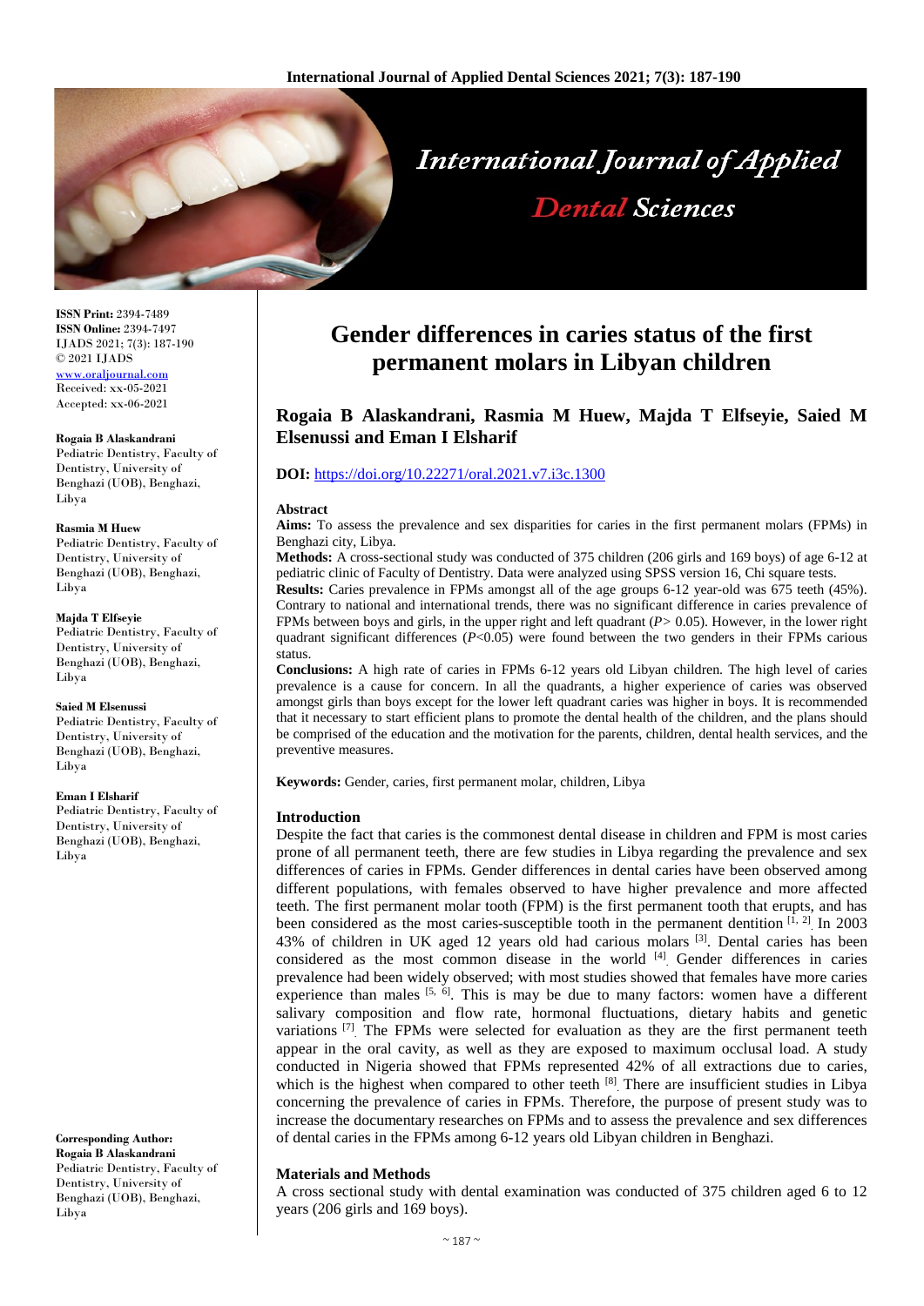# Gender differences in caries status of the first permanent molars in Libyan children

**Rogaia B Alaskandrani, Rasmia M Huew, Majda T Elfseyie, Saied M Elsenussi and Eman I Elsharif**

**DOI:** https://doi.org/10.22271/oral.2021.v7.i3c.1300

ISSN Print: 2394-7489
ISSN Online: 2394-7497
IJADS 2021; 7(3): 187-190
© 2021 IJADS
www.oraljournal.com
Received: xx-05-2021
Accepted: xx-06-2021

**Rogaia B Alaskandrani**
Pediatric Dentistry, Faculty of Dentistry, University of Benghazi (UOB), Benghazi, Libya

**Rasmia M Huew**
Pediatric Dentistry, Faculty of Dentistry, University of Benghazi (UOB), Benghazi, Libya

**Majda T Elfseyie**
Pediatric Dentistry, Faculty of Dentistry, University of Benghazi (UOB), Benghazi, Libya

**Saied M Elsenussi**
Pediatric Dentistry, Faculty of Dentistry, University of Benghazi (UOB), Benghazi, Libya

**Eman I Elsharif**
Pediatric Dentistry, Faculty of Dentistry, University of Benghazi (UOB), Benghazi, Libya

**Corresponding Author:**
**Rogaia B Alaskandrani**
Pediatric Dentistry, Faculty of Dentistry, University of Benghazi (UOB), Benghazi, Libya

## Abstract

**Aims:** To assess the prevalence and sex disparities for caries in the first permanent molars (FPMs) in Benghazi city, Libya.

**Methods:** A cross-sectional study was conducted of 375 children (206 girls and 169 boys) of age 6-12 at pediatric clinic of Faculty of Dentistry. Data were analyzed using SPSS version 16, Chi square tests.

**Results:** Caries prevalence in FPMs amongst all of the age groups 6-12 year-old was 675 teeth (45%). Contrary to national and international trends, there was no significant difference in caries prevalence of FPMs between boys and girls, in the upper right and left quadrant ($P > 0.05$). However, in the lower right quadrant significant differences ($P < 0.05$) were found between the two genders in their FPMs carious status.

**Conclusions:** A high rate of caries in FPMs 6-12 years old Libyan children. The high level of caries prevalence is a cause for concern. In all the quadrants, a higher experience of caries was observed amongst girls than boys except for the lower left quadrant caries was higher in boys. It is recommended that it necessary to start efficient plans to promote the dental health of the children, and the plans should be comprised of the education and the motivation for the parents, children, dental health services, and the preventive measures.

**Keywords:** Gender, caries, first permanent molar, children, Libya

## Introduction

Despite the fact that caries is the commonest dental disease in children and FPM is most caries prone of all permanent teeth, there are few studies in Libya regarding the prevalence and sex differences of caries in FPMs. Gender differences in dental caries have been observed among different populations, with females observed to have higher prevalence and more affected teeth. The first permanent molar tooth (FPM) is the first permanent tooth that erupts, and has been considered as the most caries-susceptible tooth in the permanent dentition [1, 2]. In 2003 43% of children in UK aged 12 years old had carious molars [3]. Dental caries has been considered as the most common disease in the world [4]. Gender differences in caries prevalence had been widely observed; with most studies showed that females have more caries experience than males [5, 6]. This is may be due to many factors: women have a different salivary composition and flow rate, hormonal fluctuations, dietary habits and genetic variations [7]. The FPMs were selected for evaluation as they are the first permanent teeth appear in the oral cavity, as well as they are exposed to maximum occlusal load. A study conducted in Nigeria showed that FPMs represented 42% of all extractions due to caries, which is the highest when compared to other teeth [8]. There are insufficient studies in Libya concerning the prevalence of caries in FPMs. Therefore, the purpose of present study was to increase the documentary researches on FPMs and to assess the prevalence and sex differences of dental caries in the FPMs among 6-12 years old Libyan children in Benghazi.

## Materials and Methods

A cross sectional study with dental examination was conducted of 375 children aged 6 to 12 years (206 girls and 169 boys).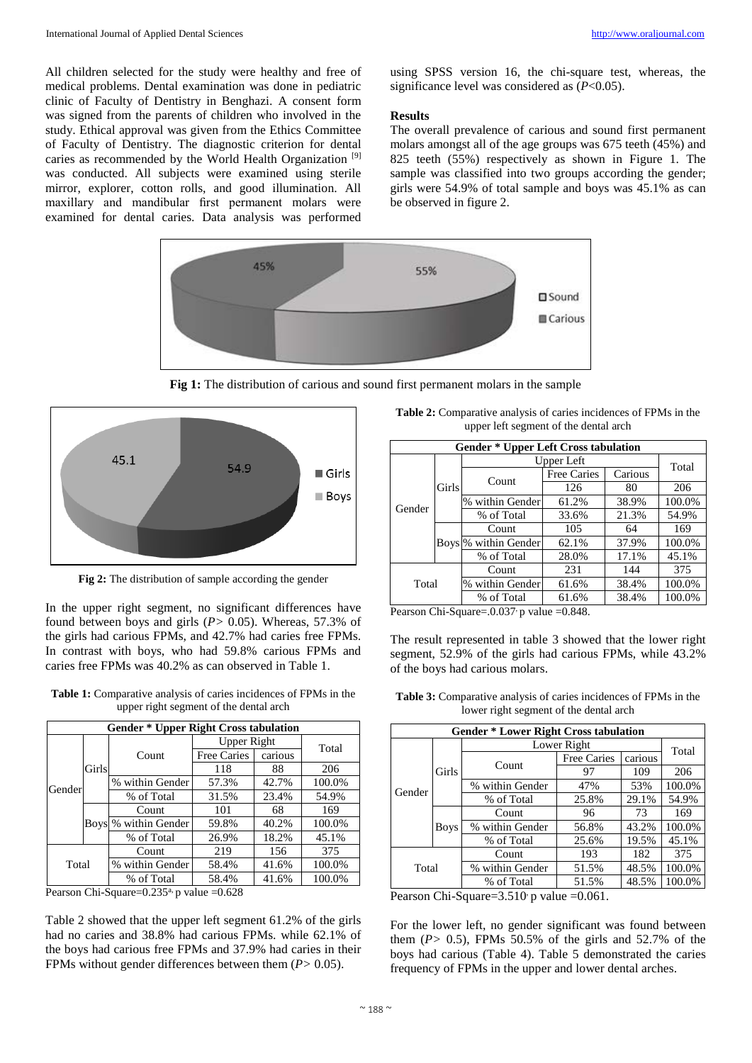All children selected for the study were healthy and free of medical problems. Dental examination was done in pediatric clinic of Faculty of Dentistry in Benghazi. A consent form was signed from the parents of children who involved in the study. Ethical approval was given from the Ethics Committee of Faculty of Dentistry. The diagnostic criterion for dental caries as recommended by the World Health Organization [9] was conducted. All subjects were examined using sterile mirror, explorer, cotton rolls, and good illumination. All maxillary and mandibular first permanent molars were examined for dental caries. Data analysis was performed using SPSS version 16, the chi-square test, whereas, the significance level was considered as ($P<0.05$).

## Results

The overall prevalence of carious and sound first permanent molars amongst all of the age groups was 675 teeth (45%) and 825 teeth (55%) respectively as shown in Figure 1. The sample was classified into two groups according the gender; girls were 54.9% of total sample and boys was 45.1% as can be observed in figure 2.

**Fig 1:** The distribution of carious and sound first permanent molars in the sample

**Fig 2:** The distribution of sample according the gender

In the upper right segment, no significant differences have found between boys and girls ($P>0.05$). Whereas, 57.3% of the girls had carious FPMs, and 42.7% had caries free FPMs. In contrast with boys, who had 59.8% carious FPMs and caries free FPMs was 40.2% as can observed in Table 1.

**Table 1:** Comparative analysis of caries incidences of FPMs in the upper right segment of the dental arch

| Gender * Upper Right Cross tabulation | | | | | |
|---|---|---|---|---|---|
| | | | Upper Right | | Total |
| | | Count | Free Caries | carious | |
| Gender | Girls | | 118 | 88 | 206 |
| | | % within Gender | 57.3% | 42.7% | 100.0% |
| | | % of Total | 31.5% | 23.4% | 54.9% |
| | Boys | Count | 101 | 68 | 169 |
| | | % within Gender | 59.8% | 40.2% | 100.0% |
| | | % of Total | 26.9% | 18.2% | 45.1% |
| Total | | Count | 219 | 156 | 375 |
| | | % within Gender | 58.4% | 41.6% | 100.0% |
| | | % of Total | 58.4% | 41.6% | 100.0% |

Pearson Chi-Square=0.235[a], p value =0.628

Table 2 showed that the upper left segment 61.2% of the girls had no caries and 38.8% had carious FPMs. while 62.1% of the boys had carious free FPMs and 37.9% had caries in their FPMs without gender differences between them ($P>0.05$).

**Table 2:** Comparative analysis of caries incidences of FPMs in the upper left segment of the dental arch

| Gender * Upper Left Cross tabulation | | | | | |
|---|---|---|---|---|---|
| | | | Upper Left | | Total |
| | | Count | Free Caries | Carious | |
| Gender | Girls | | 126 | 80 | 206 |
| | | % within Gender | 61.2% | 38.9% | 100.0% |
| | | % of Total | 33.6% | 21.3% | 54.9% |
| | Boys | Count | 105 | 64 | 169 |
| | | % within Gender | 62.1% | 37.9% | 100.0% |
| | | % of Total | 28.0% | 17.1% | 45.1% |
| Total | | Count | 231 | 144 | 375 |
| | | % within Gender | 61.6% | 38.4% | 100.0% |
| | | % of Total | 61.6% | 38.4% | 100.0% |

Pearson Chi-Square=.0.037, p value =0.848.

The result represented in table 3 showed that the lower right segment, 52.9% of the girls had carious FPMs, while 43.2% of the boys had carious molars.

**Table 3:** Comparative analysis of caries incidences of FPMs in the lower right segment of the dental arch

| Gender * Lower Right Cross tabulation | | | | | |
|---|---|---|---|---|---|
| | | | Lower Right | | Total |
| | | Count | Free Caries | carious | |
| Gender | Girls | | 97 | 109 | 206 |
| | | % within Gender | 47% | 53% | 100.0% |
| | | % of Total | 25.8% | 29.1% | 54.9% |
| | Boys | Count | 96 | 73 | 169 |
| | | % within Gender | 56.8% | 43.2% | 100.0% |
| | | % of Total | 25.6% | 19.5% | 45.1% |
| Total | | Count | 193 | 182 | 375 |
| | | % within Gender | 51.5% | 48.5% | 100.0% |
| | | % of Total | 51.5% | 48.5% | 100.0% |

Pearson Chi-Square=3.510, p value =0.061.

For the lower left, no gender significant was found between them ($P>0.5$), FPMs 50.5% of the girls and 52.7% of the boys had carious (Table 4). Table 5 demonstrated the caries frequency of FPMs in the upper and lower dental arches.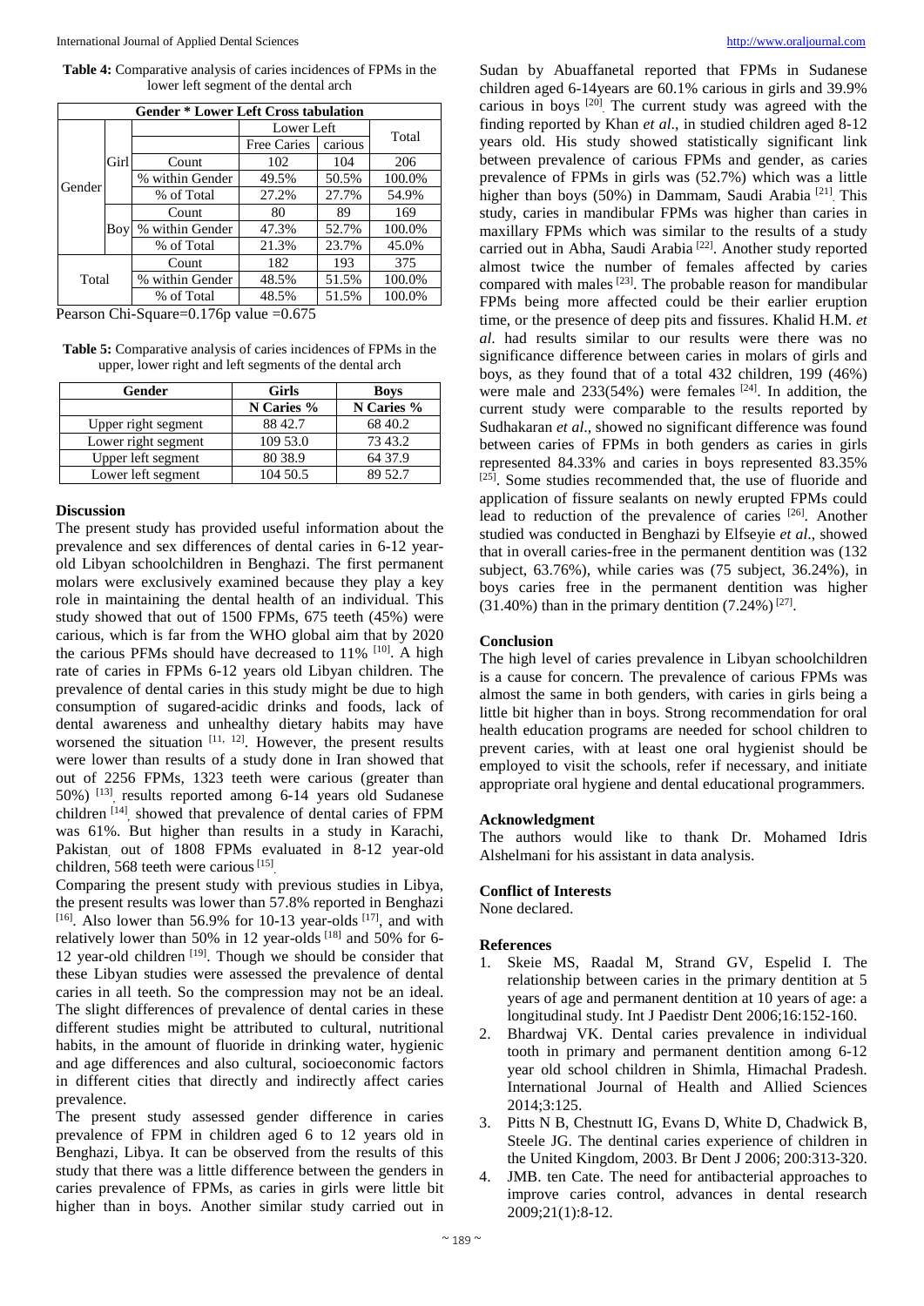**Table 4:** Comparative analysis of caries incidences of FPMs in the lower left segment of the dental arch

| Gender * Lower Left Cross tabulation | | | | | |
|---|---|---|---|---|---|
| | | | Lower Left | | Total |
| | | | Free Caries | carious | |
| Gender | Girl | Count | 102 | 104 | 206 |
| | | % within Gender | 49.5% | 50.5% | 100.0% |
| | | % of Total | 27.2% | 27.7% | 54.9% |
| | Boy | Count | 80 | 89 | 169 |
| | | % within Gender | 47.3% | 52.7% | 100.0% |
| | | % of Total | 21.3% | 23.7% | 45.0% |
| Total | | Count | 182 | 193 | 375 |
| | | % within Gender | 48.5% | 51.5% | 100.0% |
| | | % of Total | 48.5% | 51.5% | 100.0% |

Pearson Chi-Square=0.176p value =0.675

**Table 5:** Comparative analysis of caries incidences of FPMs in the upper, lower right and left segments of the dental arch

| Gender | Girls | Boys |
|---|---|---|
| | N Caries % | N Caries % |
| Upper right segment | 88 42.7 | 68 40.2 |
| Lower right segment | 109 53.0 | 73 43.2 |
| Upper left segment | 80 38.9 | 64 37.9 |
| Lower left segment | 104 50.5 | 89 52.7 |

## Discussion

The present study has provided useful information about the prevalence and sex differences of dental caries in 6-12 year-old Libyan schoolchildren in Benghazi. The first permanent molars were exclusively examined because they play a key role in maintaining the dental health of an individual. This study showed that out of 1500 FPMs, 675 teeth (45%) were carious, which is far from the WHO global aim that by 2020 the carious PFMs should have decreased to 11% [10]. A high rate of caries in FPMs 6-12 years old Libyan children. The prevalence of dental caries in this study might be due to high consumption of sugared-acidic drinks and foods, lack of dental awareness and unhealthy dietary habits may have worsened the situation [11, 12]. However, the present results were lower than results of a study done in Iran showed that out of 2256 FPMs, 1323 teeth were carious (greater than 50%) [13], results reported among 6-14 years old Sudanese children [14], showed that prevalence of dental caries of FPM was 61%. But higher than results in a study in Karachi, Pakistan, out of 1808 FPMs evaluated in 8-12 year-old children, 568 teeth were carious [15].

Comparing the present study with previous studies in Libya, the present results was lower than 57.8% reported in Benghazi [16]. Also lower than 56.9% for 10-13 year-olds [17], and with relatively lower than 50% in 12 year-olds [18] and 50% for 6-12 year-old children [19]. Though we should be consider that these Libyan studies were assessed the prevalence of dental caries in all teeth. So the compression may not be an ideal. The slight differences of prevalence of dental caries in these different studies might be attributed to cultural, nutritional habits, in the amount of fluoride in drinking water, hygienic and age differences and also cultural, socioeconomic factors in different cities that directly and indirectly affect caries prevalence.

The present study assessed gender difference in caries prevalence of FPM in children aged 6 to 12 years old in Benghazi, Libya. It can be observed from the results of this study that there was a little difference between the genders in caries prevalence of FPMs, as caries in girls were little bit higher than in boys. Another similar study carried out in Sudan by Abuaffanetal reported that FPMs in Sudanese children aged 6-14years are 60.1% carious in girls and 39.9% carious in boys [20]. The current study was agreed with the finding reported by Khan *et al*., in studied children aged 8-12 years old. His study showed statistically significant link between prevalence of carious FPMs and gender, as caries prevalence of FPMs in girls was (52.7%) which was a little higher than boys (50%) in Dammam, Saudi Arabia [21]. This study, caries in mandibular FPMs was higher than caries in maxillary FPMs which was similar to the results of a study carried out in Abha, Saudi Arabia [22]. Another study reported almost twice the number of females affected by caries compared with males [23]. The probable reason for mandibular FPMs being more affected could be their earlier eruption time, or the presence of deep pits and fissures. Khalid H.M. *et al*. had results similar to our results were there was no significance difference between caries in molars of girls and boys, as they found that of a total 432 children, 199 (46%) were male and 233(54%) were females [24]. In addition, the current study were comparable to the results reported by Sudhakaran *et al*., showed no significant difference was found between caries of FPMs in both genders as caries in girls represented 84.33% and caries in boys represented 83.35% [25]. Some studies recommended that, the use of fluoride and application of fissure sealants on newly erupted FPMs could lead to reduction of the prevalence of caries [26]. Another studied was conducted in Benghazi by Elfseyie *et al*., showed that in overall caries-free in the permanent dentition was (132 subject, 63.76%), while caries was (75 subject, 36.24%), in boys caries free in the permanent dentition was higher (31.40%) than in the primary dentition (7.24%) [27].

## Conclusion

The high level of caries prevalence in Libyan schoolchildren is a cause for concern. The prevalence of carious FPMs was almost the same in both genders, with caries in girls being a little bit higher than in boys. Strong recommendation for oral health education programs are needed for school children to prevent caries, with at least one oral hygienist should be employed to visit the schools, refer if necessary, and initiate appropriate oral hygiene and dental educational programmers.

## Acknowledgment

The authors would like to thank Dr. Mohamed Idris Alshelmani for his assistant in data analysis.

## Conflict of Interests

None declared.

## References

1. Skeie MS, Raadal M, Strand GV, Espelid I. The relationship between caries in the primary dentition at 5 years of age and permanent dentition at 10 years of age: a longitudinal study. Int J Paedistr Dent 2006;16:152-160.
2. Bhardwaj VK. Dental caries prevalence in individual tooth in primary and permanent dentition among 6-12 year old school children in Shimla, Himachal Pradesh. International Journal of Health and Allied Sciences 2014;3:125.
3. Pitts N B, Chestnutt IG, Evans D, White D, Chadwick B, Steele JG. The dentinal caries experience of children in the United Kingdom, 2003. Br Dent J 2006; 200:313-320.
4. JMB. ten Cate. The need for antibacterial approaches to improve caries control, advances in dental research 2009;21(1):8-12.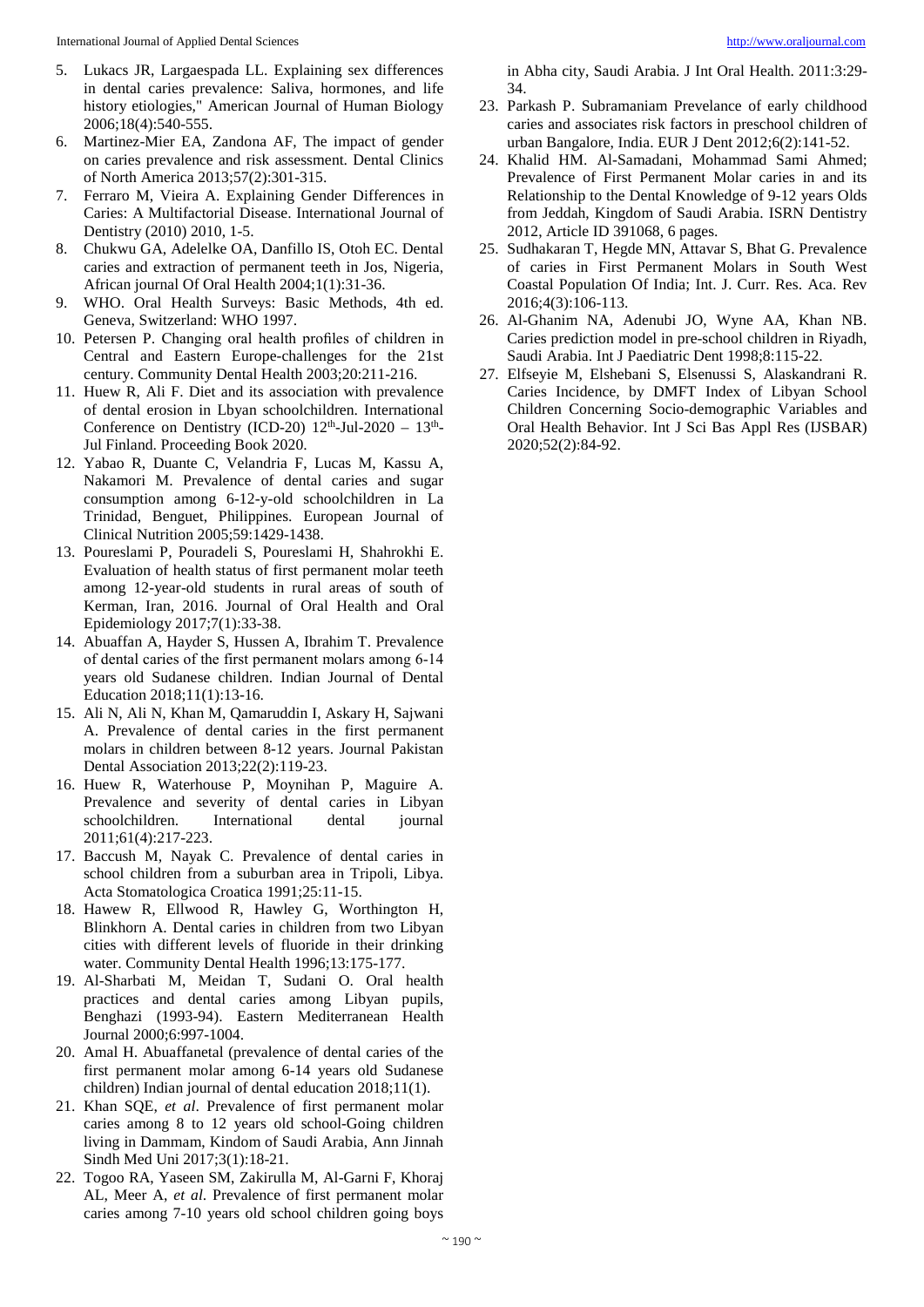5. Lukacs JR, Largaespada LL. Explaining sex differences in dental caries prevalence: Saliva, hormones, and life history etiologies," American Journal of Human Biology 2006;18(4):540-555.
6. Martinez-Mier EA, Zandona AF, The impact of gender on caries prevalence and risk assessment. Dental Clinics of North America 2013;57(2):301-315.
7. Ferraro M, Vieira A. Explaining Gender Differences in Caries: A Multifactorial Disease. International Journal of Dentistry (2010) 2010, 1-5.
8. Chukwu GA, Adelelke OA, Danfillo IS, Otoh EC. Dental caries and extraction of permanent teeth in Jos, Nigeria, African journal Of Oral Health 2004;1(1):31-36.
9. WHO. Oral Health Surveys: Basic Methods, 4th ed. Geneva, Switzerland: WHO 1997.
10. Petersen P. Changing oral health profiles of children in Central and Eastern Europe-challenges for the 21st century. Community Dental Health 2003;20:211-216.
11. Huew R, Ali F. Diet and its association with prevalence of dental erosion in Lbyan schoolchildren. International Conference on Dentistry (ICD-20) 12th-Jul-2020 – 13th-Jul Finland. Proceeding Book 2020.
12. Yabao R, Duante C, Velandria F, Lucas M, Kassu A, Nakamori M. Prevalence of dental caries and sugar consumption among 6-12-y-old schoolchildren in La Trinidad, Benguet, Philippines. European Journal of Clinical Nutrition 2005;59:1429-1438.
13. Poureslami P, Pouradeli S, Poureslami H, Shahrokhi E. Evaluation of health status of first permanent molar teeth among 12-year-old students in rural areas of south of Kerman, Iran, 2016. Journal of Oral Health and Oral Epidemiology 2017;7(1):33-38.
14. Abuaffan A, Hayder S, Hussen A, Ibrahim T. Prevalence of dental caries of the first permanent molars among 6-14 years old Sudanese children. Indian Journal of Dental Education 2018;11(1):13-16.
15. Ali N, Ali N, Khan M, Qamaruddin I, Askary H, Sajwani A. Prevalence of dental caries in the first permanent molars in children between 8-12 years. Journal Pakistan Dental Association 2013;22(2):119-23.
16. Huew R, Waterhouse P, Moynihan P, Maguire A. Prevalence and severity of dental caries in Libyan schoolchildren. International dental journal 2011;61(4):217-223.
17. Baccush M, Nayak C. Prevalence of dental caries in school children from a suburban area in Tripoli, Libya. Acta Stomatologica Croatica 1991;25:11-15.
18. Hawew R, Ellwood R, Hawley G, Worthington H, Blinkhorn A. Dental caries in children from two Libyan cities with different levels of fluoride in their drinking water. Community Dental Health 1996;13:175-177.
19. Al-Sharbati M, Meidan T, Sudani O. Oral health practices and dental caries among Libyan pupils, Benghazi (1993-94). Eastern Mediterranean Health Journal 2000;6:997-1004.
20. Amal H. Abuaffanetal (prevalence of dental caries of the first permanent molar among 6-14 years old Sudanese children) Indian journal of dental education 2018;11(1).
21. Khan SQE, *et al*. Prevalence of first permanent molar caries among 8 to 12 years old school-Going children living in Dammam, Kindom of Saudi Arabia, Ann Jinnah Sindh Med Uni 2017;3(1):18-21.
22. Togoo RA, Yaseen SM, Zakirulla M, Al-Garni F, Khoraj AL, Meer A, *et al*. Prevalence of first permanent molar caries among 7-10 years old school children going boys in Abha city, Saudi Arabia. J Int Oral Health. 2011:3:29-34.
23. Parkash P. Subramaniam Prevelance of early childhood caries and associates risk factors in preschool children of urban Bangalore, India. EUR J Dent 2012;6(2):141-52.
24. Khalid HM. Al-Samadani, Mohammad Sami Ahmed; Prevalence of First Permanent Molar caries in and its Relationship to the Dental Knowledge of 9-12 years Olds from Jeddah, Kingdom of Saudi Arabia. ISRN Dentistry 2012, Article ID 391068, 6 pages.
25. Sudhakaran T, Hegde MN, Attavar S, Bhat G. Prevalence of caries in First Permanent Molars in South West Coastal Population Of India; Int. J. Curr. Res. Aca. Rev 2016;4(3):106-113.
26. Al-Ghanim NA, Adenubi JO, Wyne AA, Khan NB. Caries prediction model in pre-school children in Riyadh, Saudi Arabia. Int J Paediatric Dent 1998;8:115-22.
27. Elfseyie M, Elshebani S, Elsenussi S, Alaskandrani R. Caries Incidence, by DMFT Index of Libyan School Children Concerning Socio-demographic Variables and Oral Health Behavior. Int J Sci Bas Appl Res (IJSBAR) 2020;52(2):84-92.